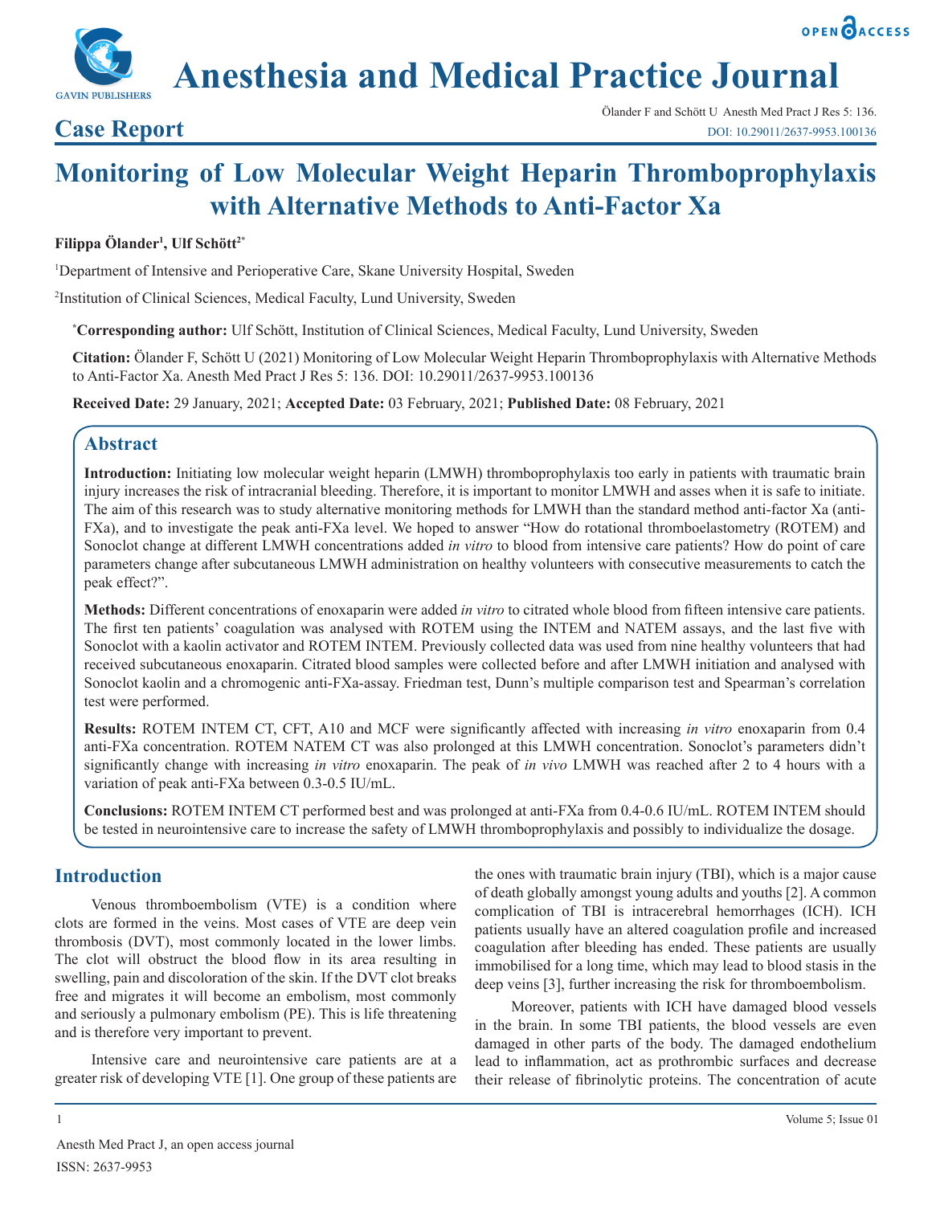# Monitoring of Low Molecular Weight Heparin Thromboprophylaxis with Alternative Methods to Anti-Factor Xa

**Case Report**

**Filippa Ölander[1], Ulf Schött[2*]**

[1]Department of Intensive and Perioperative Care, Skane University Hospital, Sweden

[2]Institution of Clinical Sciences, Medical Faculty, Lund University, Sweden

***Corresponding author:** Ulf Schött, Institution of Clinical Sciences, Medical Faculty, Lund University, Sweden

**Citation:** Ölander F, Schött U (2021) Monitoring of Low Molecular Weight Heparin Thromboprophylaxis with Alternative Methods to Anti-Factor Xa. Anesth Med Pract J Res 5: 136. DOI: 10.29011/2637-9953.100136

**Received Date:** 29 January, 2021; **Accepted Date:** 03 February, 2021; **Published Date:** 08 February, 2021

## Abstract

**Introduction:** Initiating low molecular weight heparin (LMWH) thromboprophylaxis too early in patients with traumatic brain injury increases the risk of intracranial bleeding. Therefore, it is important to monitor LMWH and asses when it is safe to initiate. The aim of this research was to study alternative monitoring methods for LMWH than the standard method anti-factor Xa (anti-FXa), and to investigate the peak anti-FXa level. We hoped to answer "How do rotational thromboelastometry (ROTEM) and Sonoclot change at different LMWH concentrations added *in vitro* to blood from intensive care patients? How do point of care parameters change after subcutaneous LMWH administration on healthy volunteers with consecutive measurements to catch the peak effect?".

**Methods:** Different concentrations of enoxaparin were added *in vitro* to citrated whole blood from fifteen intensive care patients. The first ten patients' coagulation was analysed with ROTEM using the INTEM and NATEM assays, and the last five with Sonoclot with a kaolin activator and ROTEM INTEM. Previously collected data was used from nine healthy volunteers that had received subcutaneous enoxaparin. Citrated blood samples were collected before and after LMWH initiation and analysed with Sonoclot kaolin and a chromogenic anti-FXa-assay. Friedman test, Dunn's multiple comparison test and Spearman's correlation test were performed.

**Results:** ROTEM INTEM CT, CFT, A10 and MCF were significantly affected with increasing *in vitro* enoxaparin from 0.4 anti-FXa concentration. ROTEM NATEM CT was also prolonged at this LMWH concentration. Sonoclot's parameters didn't significantly change with increasing *in vitro* enoxaparin. The peak of *in vivo* LMWH was reached after 2 to 4 hours with a variation of peak anti-FXa between 0.3-0.5 IU/mL.

**Conclusions:** ROTEM INTEM CT performed best and was prolonged at anti-FXa from 0.4-0.6 IU/mL. ROTEM INTEM should be tested in neurointensive care to increase the safety of LMWH thromboprophylaxis and possibly to individualize the dosage.

## Introduction

Venous thromboembolism (VTE) is a condition where clots are formed in the veins. Most cases of VTE are deep vein thrombosis (DVT), most commonly located in the lower limbs. The clot will obstruct the blood flow in its area resulting in swelling, pain and discoloration of the skin. If the DVT clot breaks free and migrates it will become an embolism, most commonly and seriously a pulmonary embolism (PE). This is life threatening and is therefore very important to prevent.

Intensive care and neurointensive care patients are at a greater risk of developing VTE [1]. One group of these patients are the ones with traumatic brain injury (TBI), which is a major cause of death globally amongst young adults and youths [2]. A common complication of TBI is intracerebral hemorrhages (ICH). ICH patients usually have an altered coagulation profile and increased coagulation after bleeding has ended. These patients are usually immobilised for a long time, which may lead to blood stasis in the deep veins [3], further increasing the risk for thromboembolism.

Moreover, patients with ICH have damaged blood vessels in the brain. In some TBI patients, the blood vessels are even damaged in other parts of the body. The damaged endothelium lead to inflammation, act as prothrombic surfaces and decrease their release of fibrinolytic proteins. The concentration of acute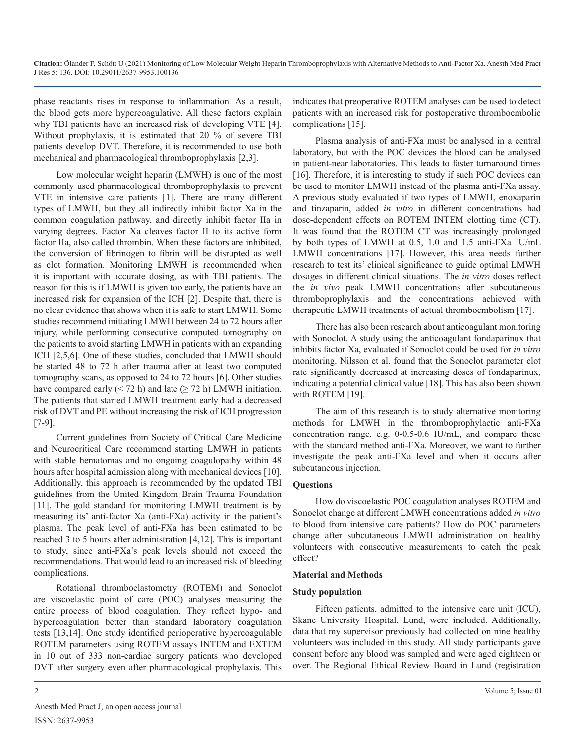phase reactants rises in response to inflammation. As a result, the blood gets more hypercoagulative. All these factors explain why TBI patients have an increased risk of developing VTE [4]. Without prophylaxis, it is estimated that 20 % of severe TBI patients develop DVT. Therefore, it is recommended to use both mechanical and pharmacological thromboprophylaxis [2,3].

Low molecular weight heparin (LMWH) is one of the most commonly used pharmacological thromboprophylaxis to prevent VTE in intensive care patients [1]. There are many different types of LMWH, but they all indirectly inhibit factor Xa in the common coagulation pathway, and directly inhibit factor IIa in varying degrees. Factor Xa cleaves factor II to its active form factor IIa, also called thrombin. When these factors are inhibited, the conversion of fibrinogen to fibrin will be disrupted as well as clot formation. Monitoring LMWH is recommended when it is important with accurate dosing, as with TBI patients. The reason for this is if LMWH is given too early, the patients have an increased risk for expansion of the ICH [2]. Despite that, there is no clear evidence that shows when it is safe to start LMWH. Some studies recommend initiating LMWH between 24 to 72 hours after injury, while performing consecutive computed tomography on the patients to avoid starting LMWH in patients with an expanding ICH [2,5,6]. One of these studies, concluded that LMWH should be started 48 to 72 h after trauma after at least two computed tomography scans, as opposed to 24 to 72 hours [6]. Other studies have compared early (< 72 h) and late (≥ 72 h) LMWH initiation. The patients that started LMWH treatment early had a decreased risk of DVT and PE without increasing the risk of ICH progression [7-9].

Current guidelines from Society of Critical Care Medicine and Neurocritical Care recommend starting LMWH in patients with stable hematomas and no ongoing coagulopathy within 48 hours after hospital admission along with mechanical devices [10]. Additionally, this approach is recommended by the updated TBI guidelines from the United Kingdom Brain Trauma Foundation [11]. The gold standard for monitoring LMWH treatment is by measuring its' anti-factor Xa (anti-FXa) activity in the patient's plasma. The peak level of anti-FXa has been estimated to be reached 3 to 5 hours after administration [4,12]. This is important to study, since anti-FXa's peak levels should not exceed the recommendations. That would lead to an increased risk of bleeding complications.

Rotational thromboelastometry (ROTEM) and Sonoclot are viscoelastic point of care (POC) analyses measuring the entire process of blood coagulation. They reflect hypo- and hypercoagulation better than standard laboratory coagulation tests [13,14]. One study identified perioperative hypercoagulable ROTEM parameters using ROTEM assays INTEM and EXTEM in 10 out of 333 non-cardiac surgery patients who developed DVT after surgery even after pharmacological prophylaxis. This indicates that preoperative ROTEM analyses can be used to detect patients with an increased risk for postoperative thromboembolic complications [15].

Plasma analysis of anti-FXa must be analysed in a central laboratory, but with the POC devices the blood can be analysed in patient-near laboratories. This leads to faster turnaround times [16]. Therefore, it is interesting to study if such POC devices can be used to monitor LMWH instead of the plasma anti-FXa assay. A previous study evaluated if two types of LMWH, enoxaparin and tinzaparin, added *in vitro* in different concentrations had dose-dependent effects on ROTEM INTEM clotting time (CT). It was found that the ROTEM CT was increasingly prolonged by both types of LMWH at 0.5, 1.0 and 1.5 anti-FXa IU/mL LMWH concentrations [17]. However, this area needs further research to test its' clinical significance to guide optimal LMWH dosages in different clinical situations. The *in vitro* doses reflect the *in vivo* peak LMWH concentrations after subcutaneous thromboprophylaxis and the concentrations achieved with therapeutic LMWH treatments of actual thromboembolism [17].

There has also been research about anticoagulant monitoring with Sonoclot. A study using the anticoagulant fondaparinux that inhibits factor Xa, evaluated if Sonoclot could be used for *in vitro* monitoring. Nilsson et al. found that the Sonoclot parameter clot rate significantly decreased at increasing doses of fondaparinux, indicating a potential clinical value [18]. This has also been shown with ROTEM [19].

The aim of this research is to study alternative monitoring methods for LMWH in the thromboprophylactic anti-FXa concentration range, e.g. 0-0.5-0.6 IU/mL, and compare these with the standard method anti-FXa. Moreover, we want to further investigate the peak anti-FXa level and when it occurs after subcutaneous injection.

## Questions

How do viscoelastic POC coagulation analyses ROTEM and Sonoclot change at different LMWH concentrations added *in vitro* to blood from intensive care patients? How do POC parameters change after subcutaneous LMWH administration on healthy volunteers with consecutive measurements to catch the peak effect?

## Material and Methods

### Study population

Fifteen patients, admitted to the intensive care unit (ICU), Skane University Hospital, Lund, were included. Additionally, data that my supervisor previously had collected on nine healthy volunteers was included in this study. All study participants gave consent before any blood was sampled and were aged eighteen or over. The Regional Ethical Review Board in Lund (registration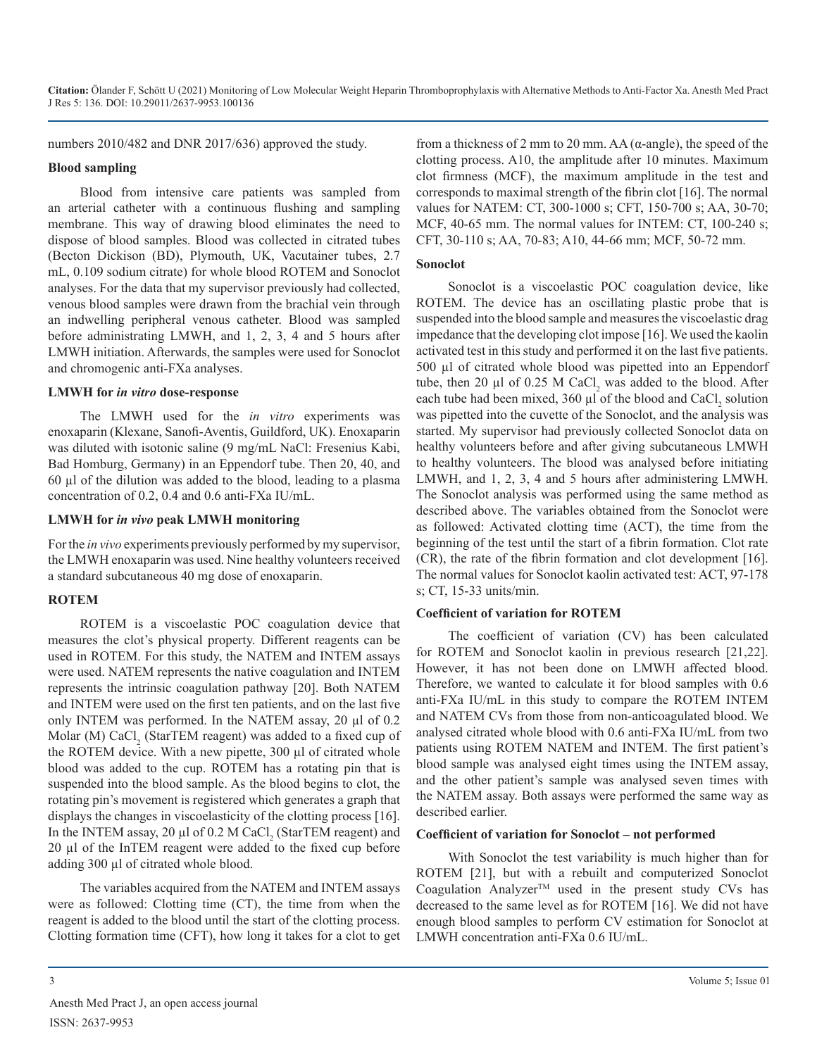numbers 2010/482 and DNR 2017/636) approved the study.

### Blood sampling

Blood from intensive care patients was sampled from an arterial catheter with a continuous flushing and sampling membrane. This way of drawing blood eliminates the need to dispose of blood samples. Blood was collected in citrated tubes (Becton Dickison (BD), Plymouth, UK, Vacutainer tubes, 2.7 mL, 0.109 sodium citrate) for whole blood ROTEM and Sonoclot analyses. For the data that my supervisor previously had collected, venous blood samples were drawn from the brachial vein through an indwelling peripheral venous catheter. Blood was sampled before administrating LMWH, and 1, 2, 3, 4 and 5 hours after LMWH initiation. Afterwards, the samples were used for Sonoclot and chromogenic anti-FXa analyses.

### LMWH for *in vitro* dose-response

The LMWH used for the *in vitro* experiments was enoxaparin (Klexane, Sanofi-Aventis, Guildford, UK). Enoxaparin was diluted with isotonic saline (9 mg/mL NaCl: Fresenius Kabi, Bad Homburg, Germany) in an Eppendorf tube. Then 20, 40, and 60 µl of the dilution was added to the blood, leading to a plasma concentration of 0.2, 0.4 and 0.6 anti-FXa IU/mL.

### LMWH for *in vivo* peak LMWH monitoring

For the *in vivo* experiments previously performed by my supervisor, the LMWH enoxaparin was used. Nine healthy volunteers received a standard subcutaneous 40 mg dose of enoxaparin.

### ROTEM

ROTEM is a viscoelastic POC coagulation device that measures the clot's physical property. Different reagents can be used in ROTEM. For this study, the NATEM and INTEM assays were used. NATEM represents the native coagulation and INTEM represents the intrinsic coagulation pathway [20]. Both NATEM and INTEM were used on the first ten patients, and on the last five only INTEM was performed. In the NATEM assay, 20 µl of 0.2 Molar (M) $CaCl_2$ (StarTEM reagent) was added to a fixed cup of the ROTEM device. With a new pipette, 300 µl of citrated whole blood was added to the cup. ROTEM has a rotating pin that is suspended into the blood sample. As the blood begins to clot, the rotating pin's movement is registered which generates a graph that displays the changes in viscoelasticity of the clotting process [16]. In the INTEM assay, 20 µl of 0.2 M $CaCl_2$ (StarTEM reagent) and 20 µl of the InTEM reagent were added to the fixed cup before adding 300 µl of citrated whole blood.

The variables acquired from the NATEM and INTEM assays were as followed: Clotting time (CT), the time from when the reagent is added to the blood until the start of the clotting process. Clotting formation time (CFT), how long it takes for a clot to get from a thickness of 2 mm to 20 mm. AA (α-angle), the speed of the clotting process. A10, the amplitude after 10 minutes. Maximum clot firmness (MCF), the maximum amplitude in the test and corresponds to maximal strength of the fibrin clot [16]. The normal values for NATEM: CT, 300-1000 s; CFT, 150-700 s; AA, 30-70; MCF, 40-65 mm. The normal values for INTEM: CT, 100-240 s; CFT, 30-110 s; AA, 70-83; A10, 44-66 mm; MCF, 50-72 mm.

### Sonoclot

Sonoclot is a viscoelastic POC coagulation device, like ROTEM. The device has an oscillating plastic probe that is suspended into the blood sample and measures the viscoelastic drag impedance that the developing clot impose [16]. We used the kaolin activated test in this study and performed it on the last five patients. 500 µl of citrated whole blood was pipetted into an Eppendorf tube, then 20 µl of 0.25 M $CaCl_2$ was added to the blood. After each tube had been mixed, 360 µl of the blood and $CaCl_2$ solution was pipetted into the cuvette of the Sonoclot, and the analysis was started. My supervisor had previously collected Sonoclot data on healthy volunteers before and after giving subcutaneous LMWH to healthy volunteers. The blood was analysed before initiating LMWH, and 1, 2, 3, 4 and 5 hours after administering LMWH. The Sonoclot analysis was performed using the same method as described above. The variables obtained from the Sonoclot were as followed: Activated clotting time (ACT), the time from the beginning of the test until the start of a fibrin formation. Clot rate (CR), the rate of the fibrin formation and clot development [16]. The normal values for Sonoclot kaolin activated test: ACT, 97-178 s; CT, 15-33 units/min.

### Coefficient of variation for ROTEM

The coefficient of variation (CV) has been calculated for ROTEM and Sonoclot kaolin in previous research [21,22]. However, it has not been done on LMWH affected blood. Therefore, we wanted to calculate it for blood samples with 0.6 anti-FXa IU/mL in this study to compare the ROTEM INTEM and NATEM CVs from those from non-anticoagulated blood. We analysed citrated whole blood with 0.6 anti-FXa IU/mL from two patients using ROTEM NATEM and INTEM. The first patient's blood sample was analysed eight times using the INTEM assay, and the other patient's sample was analysed seven times with the NATEM assay. Both assays were performed the same way as described earlier.

### Coefficient of variation for Sonoclot – not performed

With Sonoclot the test variability is much higher than for ROTEM [21], but with a rebuilt and computerized Sonoclot Coagulation Analyzer™ used in the present study CVs has decreased to the same level as for ROTEM [16]. We did not have enough blood samples to perform CV estimation for Sonoclot at LMWH concentration anti-FXa 0.6 IU/mL.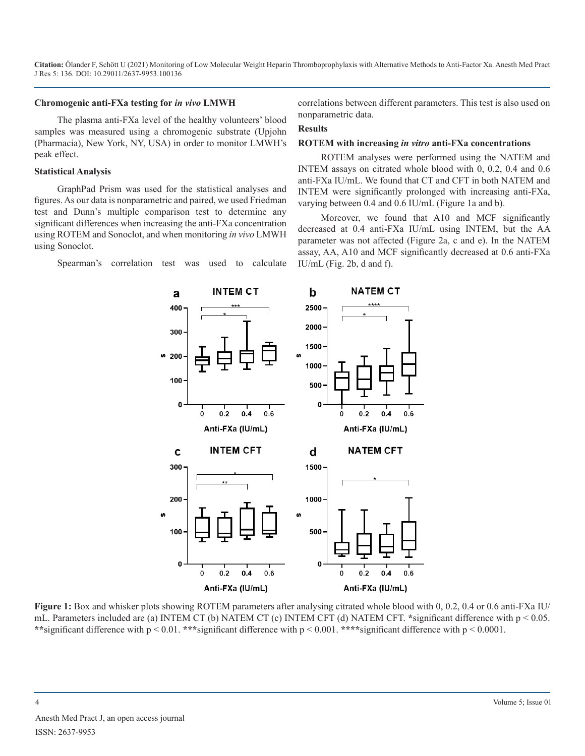### Chromogenic anti-FXa testing for *in vivo* LMWH

The plasma anti-FXa level of the healthy volunteers' blood samples was measured using a chromogenic substrate (Upjohn (Pharmacia), New York, NY, USA) in order to monitor LMWH's peak effect.

### Statistical Analysis

GraphPad Prism was used for the statistical analyses and figures. As our data is nonparametric and paired, we used Friedman test and Dunn's multiple comparison test to determine any significant differences when increasing the anti-FXa concentration using ROTEM and Sonoclot, and when monitoring *in vivo* LMWH using Sonoclot.

Spearman's correlation test was used to calculate correlations between different parameters. This test is also used on nonparametric data.

## Results

### ROTEM with increasing *in vitro* anti-FXa concentrations

ROTEM analyses were performed using the NATEM and INTEM assays on citrated whole blood with 0, 0.2, 0.4 and 0.6 anti-FXa IU/mL. We found that CT and CFT in both NATEM and INTEM were significantly prolonged with increasing anti-FXas, varying between 0.4 and 0.6 IU/mL (Figure 1a and b).

Moreover, we found that A10 and MCF significantly decreased at 0.4 anti-FXa IU/mL using INTEM, but the AA parameter was not affected (Figure 2a, c and e). In the NATEM assay, AA, A10 and MCF significantly decreased at 0.6 anti-FXa IU/mL (Fig. 2b, d and f).

**Figure 1:** Box and whisker plots showing ROTEM parameters after analysing citrated whole blood with 0, 0.2, 0.4 or 0.6 anti-FXa IU/mL. Parameters included are (a) INTEM CT (b) NATEM CT (c) INTEM CFT (d) NATEM CFT. **\***significant difference with $p < 0.05$. **\*\***significant difference with $p < 0.01$. **\*\*\***significant difference with $p < 0.001$. **\*\*\*\***significant difference with $p < 0.0001$.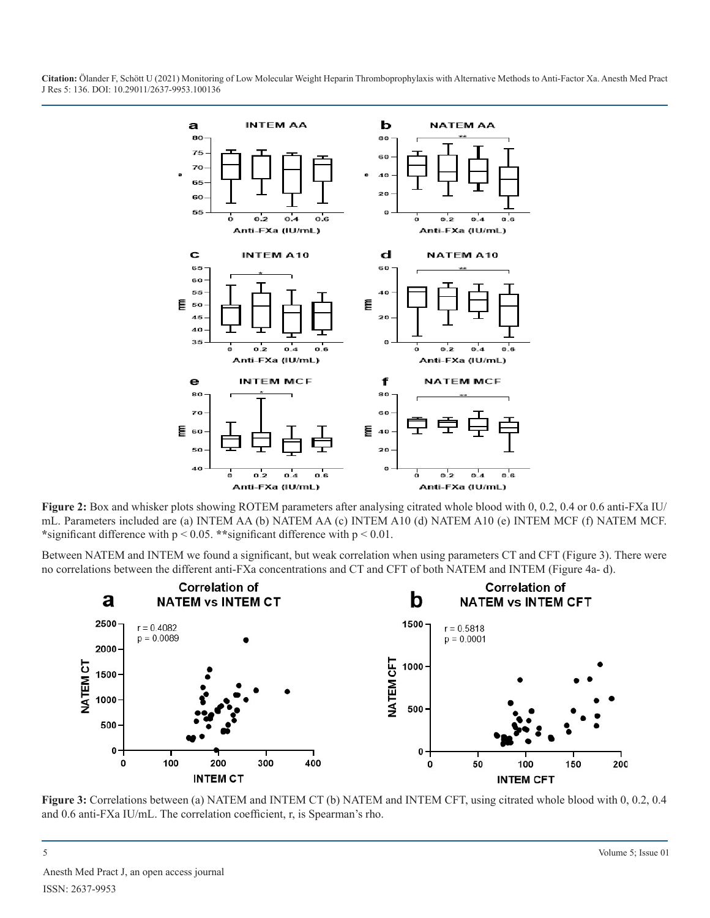**Figure 2:** Box and whisker plots showing ROTEM parameters after analysing citrated whole blood with 0, 0.2, 0.4 or 0.6 anti-FXa IU/mL. Parameters included are (a) INTEM AA (b) NATEM AA (c) INTEM A10 (d) NATEM A10 (e) INTEM MCF (f) NATEM MCF. *significant difference with $p < 0.05$. **significant difference with $p < 0.01$.

Between NATEM and INTEM we found a significant, but weak correlation when using parameters CT and CFT (Figure 3). There were no correlations between the different anti-FXa concentrations and CT and CFT of both NATEM and INTEM (Figure 4a- d).

**Figure 3:** Correlations between (a) NATEM and INTEM CT (b) NATEM and INTEM CFT, using citrated whole blood with 0, 0.2, 0.4 and 0.6 anti-FXa IU/mL. The correlation coefficient, r, is Spearman's rho.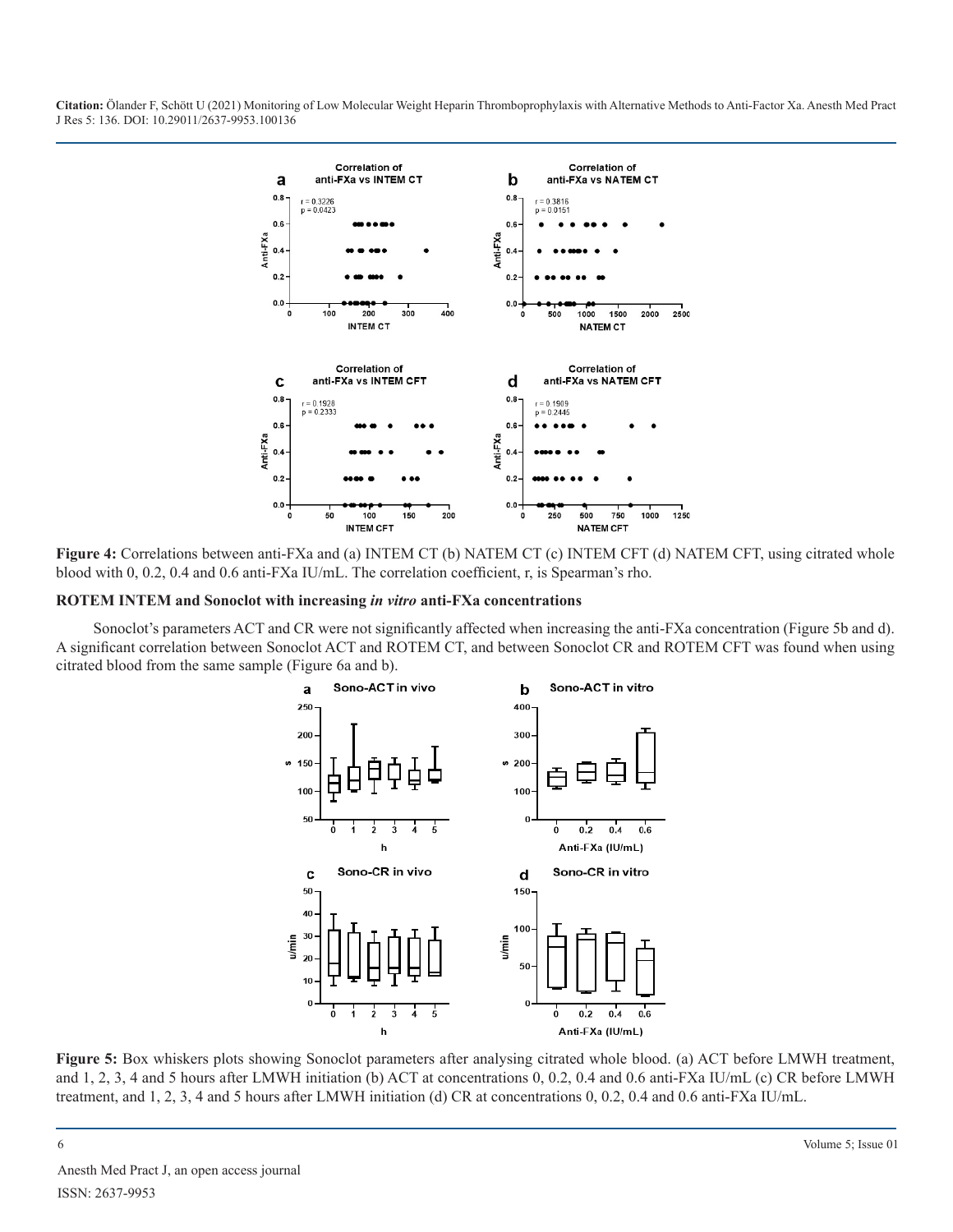**Figure 4:** Correlations between anti-FXa and (a) INTEM CT (b) NATEM CT (c) INTEM CFT (d) NATEM CFT, using citrated whole blood with 0, 0.2, 0.4 and 0.6 anti-FXa IU/mL. The correlation coefficient, r, is Spearman's rho.

**ROTEM INTEM and Sonoclot with increasing *in vitro* anti-FXa concentrations**

Sonoclot's parameters ACT and CR were not significantly affected when increasing the anti-FXa concentration (Figure 5b and d). A significant correlation between Sonoclot ACT and ROTEM CT, and between Sonoclot CR and ROTEM CFT was found when using citrated blood from the same sample (Figure 6a and b).

**Figure 5:** Box whiskers plots showing Sonoclot parameters after analysing citrated whole blood. (a) ACT before LMWH treatment, and 1, 2, 3, 4 and 5 hours after LMWH initiation (b) ACT at concentrations 0, 0.2, 0.4 and 0.6 anti-FXa IU/mL (c) CR before LMWH treatment, and 1, 2, 3, 4 and 5 hours after LMWH initiation (d) CR at concentrations 0, 0.2, 0.4 and 0.6 anti-FXa IU/mL.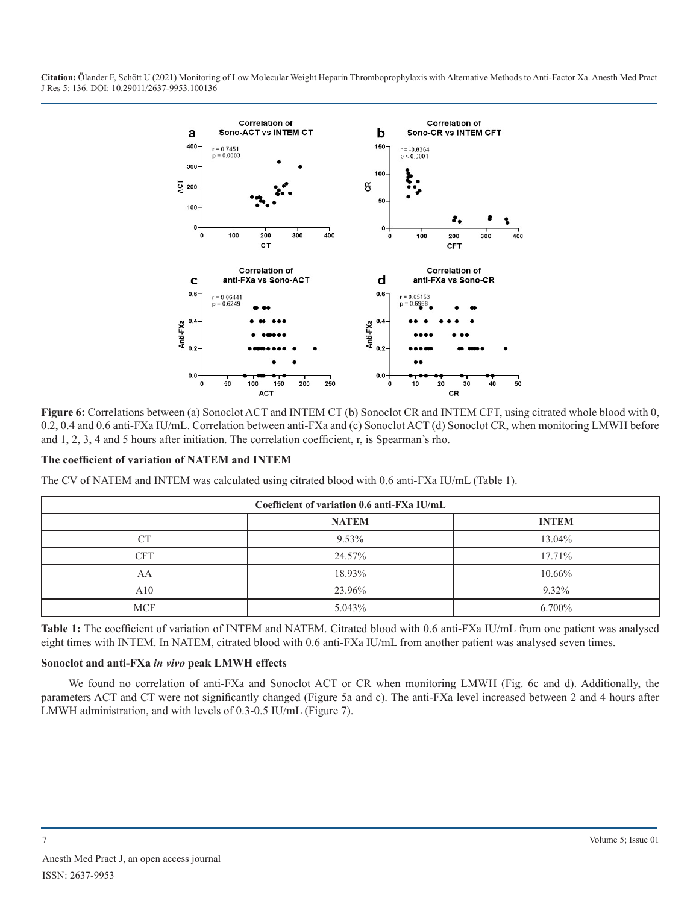Figure 6: Correlations between (a) Sonoclot ACT and INTEM CT (b) Sonoclot CR and INTEM CFT, using citrated whole blood with 0, 0.2, 0.4 and 0.6 anti-FXa IU/mL. Correlation between anti-FXa and (c) Sonoclot ACT (d) Sonoclot CR, when monitoring LMWH before and 1, 2, 3, 4 and 5 hours after initiation. The correlation coefficient, r, is Spearman's rho.

### The coefficient of variation of NATEM and INTEM

The CV of NATEM and INTEM was calculated using citrated blood with 0.6 anti-FXa IU/mL (Table 1).

| Coefficient of variation 0.6 anti-FXa IU/mL | | |
|---|---|---|
| | NATEM | INTEM |
| CT | 9.53% | 13.04% |
| CFT | 24.57% | 17.71% |
| AA | 18.93% | 10.66% |
| A10 | 23.96% | 9.32% |
| MCF | 5.043% | 6.700% |

**Table 1:** The coefficient of variation of INTEM and NATEM. Citrated blood with 0.6 anti-FXa IU/mL from one patient was analysed eight times with INTEM. In NATEM, citrated blood with 0.6 anti-FXa IU/mL from another patient was analysed seven times.

### Sonoclot and anti-FXa *in vivo* peak LMWH effects

We found no correlation of anti-FXa and Sonoclot ACT or CR when monitoring LMWH (Fig. 6c and d). Additionally, the parameters ACT and CT were not significantly changed (Figure 5a and c). The anti-FXa level increased between 2 and 4 hours after LMWH administration, and with levels of 0.3-0.5 IU/mL (Figure 7).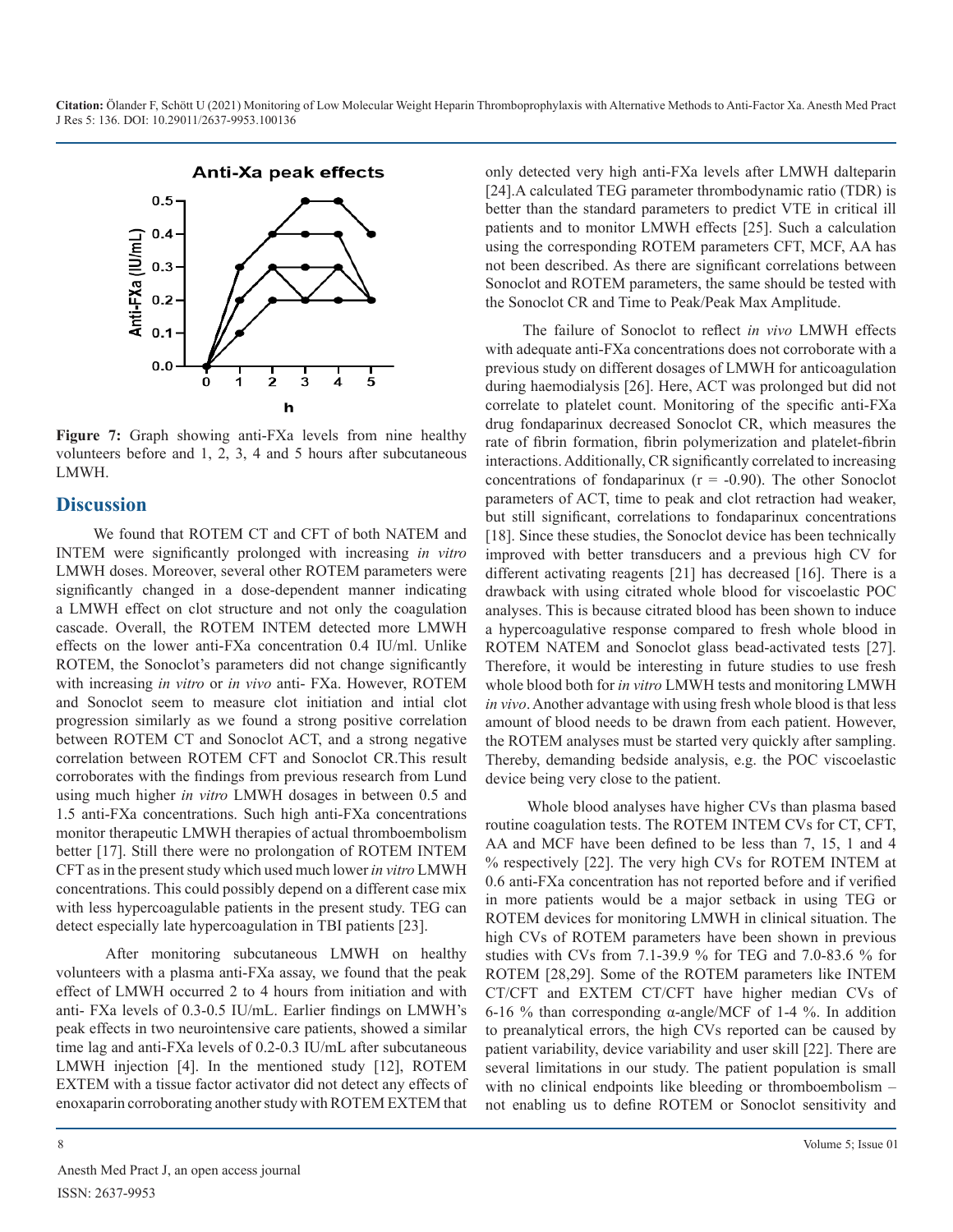**Figure 7:** Graph showing anti-FXa levels from nine healthy volunteers before and 1, 2, 3, 4 and 5 hours after subcutaneous LMWH.

## Discussion

We found that ROTEM CT and CFT of both NATEM and INTEM were significantly prolonged with increasing *in vitro* LMWH doses. Moreover, several other ROTEM parameters were significantly changed in a dose-dependent manner indicating a LMWH effect on clot structure and not only the coagulation cascade. Overall, the ROTEM INTEM detected more LMWH effects on the lower anti-FXa concentration 0.4 IU/ml. Unlike ROTEM, the Sonoclot's parameters did not change significantly with increasing *in vitro* or *in vivo* anti- FXa. However, ROTEM and Sonoclot seem to measure clot initiation and intial clot progression similarly as we found a strong positive correlation between ROTEM CT and Sonoclot ACT, and a strong negative correlation between ROTEM CFT and Sonoclot CR.This result corroborates with the findings from previous research from Lund using much higher *in vitro* LMWH dosages in between 0.5 and 1.5 anti-FXa concentrations. Such high anti-FXa concentrations monitor therapeutic LMWH therapies of actual thromboembolism better [17]. Still there were no prolongation of ROTEM INTEM CFT as in the present study which used much lower *in vitro* LMWH concentrations. This could possibly depend on a different case mix with less hypercoagulable patients in the present study. TEG can detect especially late hypercoagulation in TBI patients [23].

After monitoring subcutaneous LMWH on healthy volunteers with a plasma anti-FXa assay, we found that the peak effect of LMWH occurred 2 to 4 hours from initiation and with anti- FXa levels of 0.3-0.5 IU/mL. Earlier findings on LMWH's peak effects in two neurointensive care patients, showed a similar time lag and anti-FXa levels of 0.2-0.3 IU/mL after subcutaneous LMWH injection [4]. In the mentioned study [12], ROTEM EXTEM with a tissue factor activator did not detect any effects of enoxaparin corroborating another study with ROTEM EXTEM that only detected very high anti-FXa levels after LMWH dalteparin [24].A calculated TEG parameter thrombodynamic ratio (TDR) is better than the standard parameters to predict VTE in critical ill patients and to monitor LMWH effects [25]. Such a calculation using the corresponding ROTEM parameters CFT, MCF, AA has not been described. As there are significant correlations between Sonoclot and ROTEM parameters, the same should be tested with the Sonoclot CR and Time to Peak/Peak Max Amplitude.

The failure of Sonoclot to reflect *in vivo* LMWH effects with adequate anti-FXa concentrations does not corroborate with a previous study on different dosages of LMWH for anticoagulation during haemodialysis [26]. Here, ACT was prolonged but did not correlate to platelet count. Monitoring of the specific anti-FXa drug fondaparinux decreased Sonoclot CR, which measures the rate of fibrin formation, fibrin polymerization and platelet-fibrin interactions. Additionally, CR significantly correlated to increasing concentrations of fondaparinux ($r = -0.90$). The other Sonoclot parameters of ACT, time to peak and clot retraction had weaker, but still significant, correlations to fondaparinux concentrations [18]. Since these studies, the Sonoclot device has been technically improved with better transducers and a previous high CV for different activating reagents [21] has decreased [16]. There is a drawback with using citrated whole blood for viscoelastic POC analyses. This is because citrated blood has been shown to induce a hypercoagulative response compared to fresh whole blood in ROTEM NATEM and Sonoclot glass bead-activated tests [27]. Therefore, it would be interesting in future studies to use fresh whole blood both for *in vitro* LMWH tests and monitoring LMWH *in vivo*. Another advantage with using fresh whole blood is that less amount of blood needs to be drawn from each patient. However, the ROTEM analyses must be started very quickly after sampling. Thereby, demanding bedside analysis, e.g. the POC viscoelastic device being very close to the patient.

Whole blood analyses have higher CVs than plasma based routine coagulation tests. The ROTEM INTEM CVs for CT, CFT, AA and MCF have been defined to be less than 7, 15, 1 and 4 % respectively [22]. The very high CVs for ROTEM INTEM at 0.6 anti-FXa concentration has not reported before and if verified in more patients would be a major setback in using TEG or ROTEM devices for monitoring LMWH in clinical situation. The high CVs of ROTEM parameters have been shown in previous studies with CVs from 7.1-39.9 % for TEG and 7.0-83.6 % for ROTEM [28,29]. Some of the ROTEM parameters like INTEM CT/CFT and EXTEM CT/CFT have higher median CVs of 6-16 % than corresponding α-angle/MCF of 1-4 %. In addition to preanalytical errors, the high CVs reported can be caused by patient variability, device variability and user skill [22]. There are several limitations in our study. The patient population is small with no clinical endpoints like bleeding or thromboembolism – not enabling us to define ROTEM or Sonoclot sensitivity and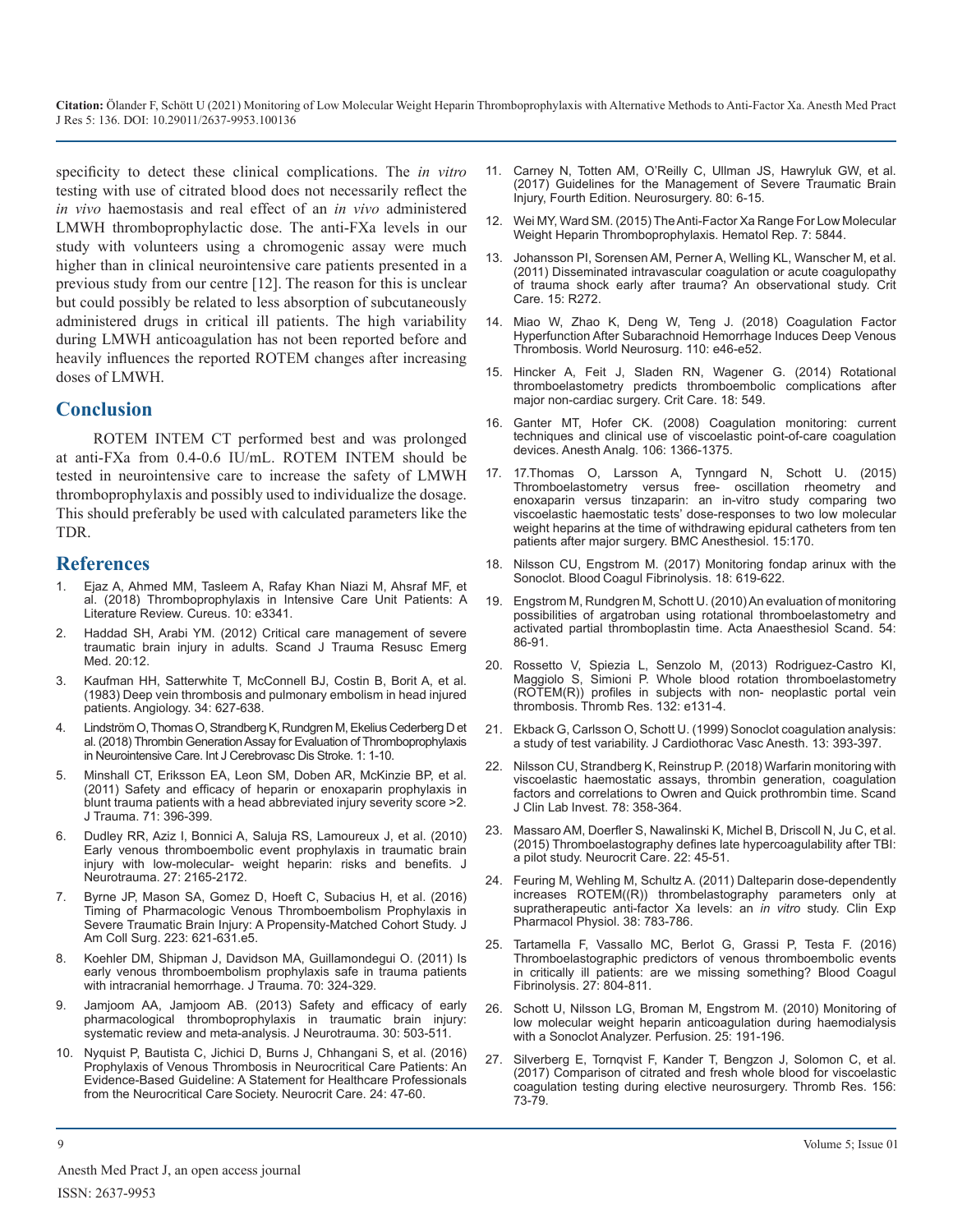specificity to detect these clinical complications. The *in vitro* testing with use of citrated blood does not necessarily reflect the *in vivo* haemostasis and real effect of an *in vivo* administered LMWH thromboprophylactic dose. The anti-FXa levels in our study with volunteers using a chromogenic assay were much higher than in clinical neurointensive care patients presented in a previous study from our centre [12]. The reason for this is unclear but could possibly be related to less absorption of subcutaneously administered drugs in critical ill patients. The high variability during LMWH anticoagulation has not been reported before and heavily influences the reported ROTEM changes after increasing doses of LMWH.

## Conclusion

ROTEM INTEM CT performed best and was prolonged at anti-FXa from 0.4-0.6 IU/mL. ROTEM INTEM should be tested in neurointensive care to increase the safety of LMWH thromboprophylaxis and possibly used to individualize the dosage. This should preferably be used with calculated parameters like the TDR.

## References

1. Ejaz A, Ahmed MM, Tasleem A, Rafay Khan Niazi M, Ahsraf MF, et al. (2018) Thromboprophylaxis in Intensive Care Unit Patients: A Literature Review. Cureus. 10: e3341.
2. Haddad SH, Arabi YM. (2012) Critical care management of severe traumatic brain injury in adults. Scand J Trauma Resusc Emerg Med. 20:12.
3. Kaufman HH, Satterwhite T, McConnell BJ, Costin B, Borit A, et al. (1983) Deep vein thrombosis and pulmonary embolism in head injured patients. Angiology. 34: 627-638.
4. Lindström O, Thomas O, Strandberg K, Rundgren M, Ekelius Cederberg D et al. (2018) Thrombin Generation Assay for Evaluation of Thromboprophylaxis in Neurointensive Care. Int J Cerebrovasc Dis Stroke. 1: 1-10.
5. Minshall CT, Eriksson EA, Leon SM, Doben AR, McKinzie BP, et al. (2011) Safety and efficacy of heparin or enoxaparin prophylaxis in blunt trauma patients with a head abbreviated injury severity score >2. J Trauma. 71: 396-399.
6. Dudley RR, Aziz I, Bonnici A, Saluja RS, Lamoureux J, et al. (2010) Early venous thromboembolic event prophylaxis in traumatic brain injury with low-molecular- weight heparin: risks and benefits. J Neurotrauma. 27: 2165-2172.
7. Byrne JP, Mason SA, Gomez D, Hoeft C, Subacius H, et al. (2016) Timing of Pharmacologic Venous Thromboembolism Prophylaxis in Severe Traumatic Brain Injury: A Propensity-Matched Cohort Study. J Am Coll Surg. 223: 621-631.e5.
8. Koehler DM, Shipman J, Davidson MA, Guillamondegui O. (2011) Is early venous thromboembolism prophylaxis safe in trauma patients with intracranial hemorrhage. J Trauma. 70: 324-329.
9. Jamjoom AA, Jamjoom AB. (2013) Safety and efficacy of early pharmacological thromboprophylaxis in traumatic brain injury: systematic review and meta-analysis. J Neurotrauma. 30: 503-511.
10. Nyquist P, Bautista C, Jichici D, Burns J, Chhangani S, et al. (2016) Prophylaxis of Venous Thrombosis in Neurocritical Care Patients: An Evidence-Based Guideline: A Statement for Healthcare Professionals from the Neurocritical Care Society. Neurocrit Care. 24: 47-60.
11. Carney N, Totten AM, O'Reilly C, Ullman JS, Hawryluk GW, et al. (2017) Guidelines for the Management of Severe Traumatic Brain Injury, Fourth Edition. Neurosurgery. 80: 6-15.
12. Wei MY, Ward SM. (2015) The Anti-Factor Xa Range For Low Molecular Weight Heparin Thromboprophylaxis. Hematol Rep. 7: 5844.
13. Johansson PI, Sorensen AM, Perner A, Welling KL, Wanscher M, et al. (2011) Disseminated intravascular coagulation or acute coagulopathy of trauma shock early after trauma? An observational study. Crit Care. 15: R272.
14. Miao W, Zhao K, Deng W, Teng J. (2018) Coagulation Factor Hyperfunction After Subarachnoid Hemorrhage Induces Deep Venous Thrombosis. World Neurosurg. 110: e46-e52.
15. Hincker A, Feit J, Sladen RN, Wagener G. (2014) Rotational thromboelastometry predicts thromboembolic complications after major non-cardiac surgery. Crit Care. 18: 549.
16. Ganter MT, Hofer CK. (2008) Coagulation monitoring: current techniques and clinical use of viscoelastic point-of-care coagulation devices. Anesth Analg. 106: 1366-1375.
17. 17.Thomas O, Larsson A, Tynngard N, Schott U. (2015) Thromboelastometry versus free- oscillation rheometry and enoxaparin versus tinzaparin: an in-vitro study comparing two viscoelastic haemostatic tests' dose-responses to two low molecular weight heparins at the time of withdrawing epidural catheters from ten patients after major surgery. BMC Anesthesiol. 15:170.
18. Nilsson CU, Engstrom M. (2017) Monitoring fondap arinux with the Sonoclot. Blood Coagul Fibrinolysis. 18: 619-622.
19. Engstrom M, Rundgren M, Schott U. (2010) An evaluation of monitoring possibilities of argatroban using rotational thromboelastometry and activated partial thromboplastin time. Acta Anaesthesiol Scand. 54: 86-91.
20. Rossetto V, Spiezia L, Senzolo M, (2013) Rodriguez-Castro KI, Maggiolo S, Simioni P. Whole blood rotation thromboelastometry (ROTEM(R)) profiles in subjects with non- neoplastic portal vein thrombosis. Thromb Res. 132: e131-4.
21. Ekback G, Carlsson O, Schott U. (1999) Sonoclot coagulation analysis: a study of test variability. J Cardiothorac Vasc Anesth. 13: 393-397.
22. Nilsson CU, Strandberg K, Reinstrup P. (2018) Warfarin monitoring with viscoelastic haemostatic assays, thrombin generation, coagulation factors and correlations to Owren and Quick prothrombin time. Scand J Clin Lab Invest. 78: 358-364.
23. Massaro AM, Doerfler S, Nawalinski K, Michel B, Driscoll N, Ju C, et al. (2015) Thromboelastography defines late hypercoagulability after TBI: a pilot study. Neurocrit Care. 22: 45-51.
24. Feuring M, Wehling M, Schultz A. (2011) Dalteparin dose-dependently increases ROTEM((R)) thrombelastography parameters only at supratherapeutic anti-factor Xa levels: an *in vitro* study. Clin Exp Pharmacol Physiol. 38: 783-786.
25. Tartamella F, Vassallo MC, Berlot G, Grassi P, Testa F. (2016) Thromboelastographic predictors of venous thromboembolic events in critically ill patients: are we missing something? Blood Coagul Fibrinolysis. 27: 804-811.
26. Schott U, Nilsson LG, Broman M, Engstrom M. (2010) Monitoring of low molecular weight heparin anticoagulation during haemodialysis with a Sonoclot Analyzer. Perfusion. 25: 191-196.
27. Silverberg E, Tornqvist F, Kander T, Bengzon J, Solomon C, et al. (2017) Comparison of citrated and fresh whole blood for viscoelastic coagulation testing during elective neurosurgery. Thromb Res. 156: 73-79.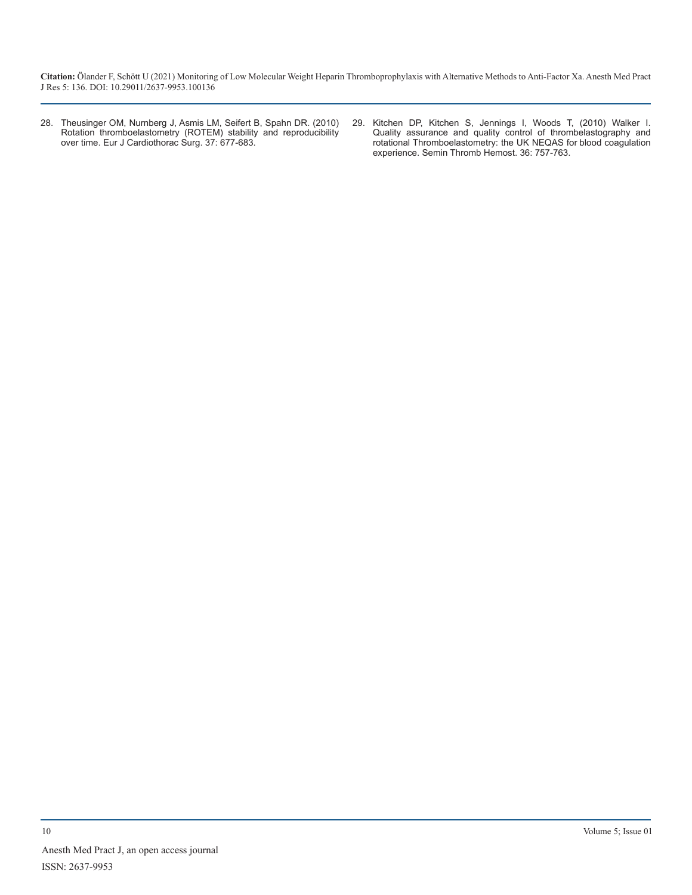28. Theusinger OM, Nurnberg J, Asmis LM, Seifert B, Spahn DR. (2010) Rotation thromboelastometry (ROTEM) stability and reproducibility over time. Eur J Cardiothorac Surg. 37: 677-683.

29. Kitchen DP, Kitchen S, Jennings I, Woods T, (2010) Walker I. Quality assurance and quality control of thrombelastography and rotational Thromboelastometry: the UK NEQAS for blood coagulation experience. Semin Thromb Hemost. 36: 757-763.